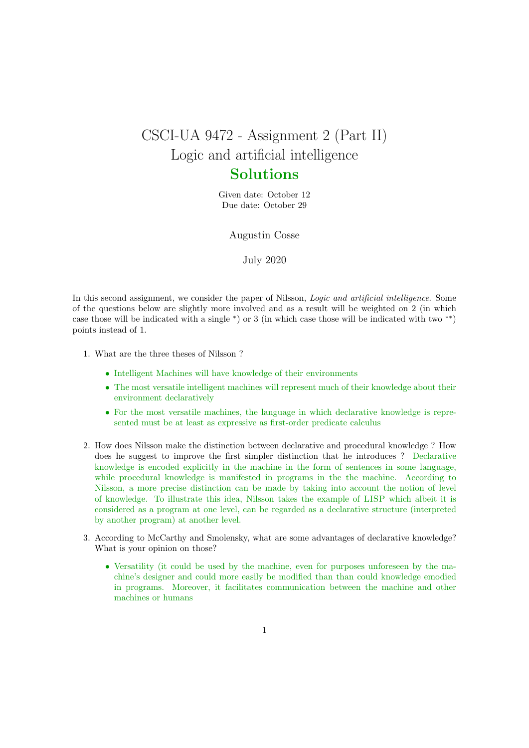# CSCI-UA 9472 - Assignment 2 (Part II)
## Logic and artificial intelligence
## Solutions

Given date: October 12
Due date: October 29

Augustin Cosse

July 2020

In this second assignment, we consider the paper of Nilsson, *Logic and artificial intelligence*. Some of the questions below are slightly more involved and as a result will be weighted on 2 (in which case those will be indicated with a single $^*$) or 3 (in which case those will be indicated with two $^{**}$) points instead of 1.

1. What are the three theses of Nilsson ?

   - Intelligent Machines will have knowledge of their environments
   - The most versatile intelligent machines will represent much of their knowledge about their environment declaratively
   - For the most versatile machines, the language in which declarative knowledge is represented must be at least as expressive as first-order predicate calculus

2. How does Nilsson make the distinction between declarative and procedural knowledge ? How does he suggest to improve the first simpler distinction that he introduces ? Declarative knowledge is encoded explicitly in the machine in the form of sentences in some language, while procedural knowledge is manifested in programs in the the machine. According to Nilsson, a more precise distinction can be made by taking into account the notion of level of knowledge. To illustrate this idea, Nilsson takes the example of LISP which albeit it is considered as a program at one level, can be regarded as a declarative structure (interpreted by another program) at another level.

3. According to McCarthy and Smolensky, what are some advantages of declarative knowledge? What is your opinion on those?

   - Versatility (it could be used by the machine, even for purposes unforeseen by the machine's designer and could more easily be modified than than could knowledge emodied in programs. Moreover, it facilitates communication between the machine and other machines or humans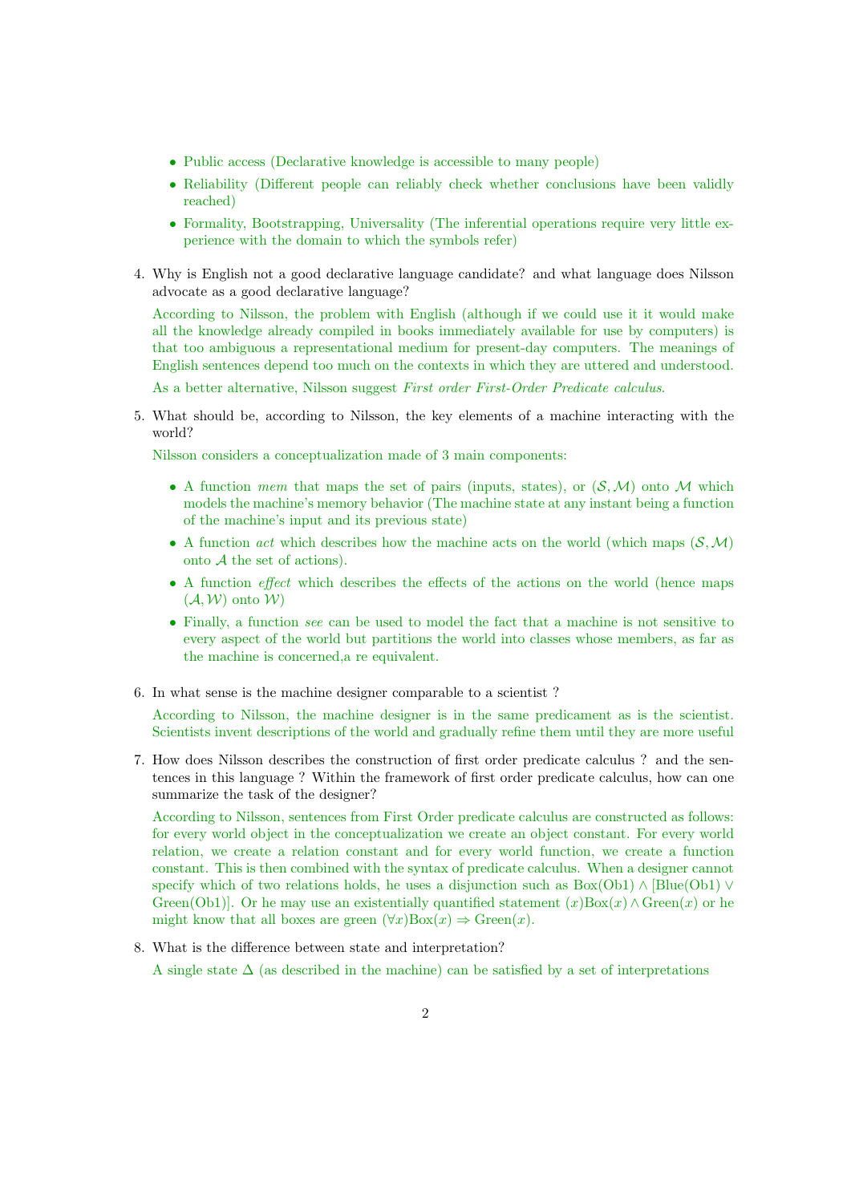- Public access (Declarative knowledge is accessible to many people)
- Reliability (Different people can reliably check whether conclusions have been validly reached)
- Formality, Bootstrapping, Universality (The inferential operations require very little experience with the domain to which the symbols refer)

4. Why is English not a good declarative language candidate? and what language does Nilsson advocate as a good declarative language?

   According to Nilsson, the problem with English (although if we could use it it would make all the knowledge already compiled in books immediately available for use by computers) is that too ambiguous a representational medium for present-day computers. The meanings of English sentences depend too much on the contexts in which they are uttered and understood.

   As a better alternative, Nilsson suggest *First order First-Order Predicate calculus*.

5. What should be, according to Nilsson, the key elements of a machine interacting with the world?

   Nilsson considers a conceptualization made of 3 main components:

   - A function *mem* that maps the set of pairs (inputs, states), or $(\mathcal{S}, \mathcal{M})$ onto $\mathcal{M}$ which models the machine's memory behavior (The machine state at any instant being a function of the machine's input and its previous state)
   - A function *act* which describes how the machine acts on the world (which maps $(\mathcal{S}, \mathcal{M})$ onto $\mathcal{A}$ the set of actions).
   - A function *effect* which describes the effects of the actions on the world (hence maps $(\mathcal{A}, \mathcal{W})$ onto $\mathcal{W}$)
   - Finally, a function *see* can be used to model the fact that a machine is not sensitive to every aspect of the world but partitions the world into classes whose members, as far as the machine is concerned,a re equivalent.

6. In what sense is the machine designer comparable to a scientist ?

   According to Nilsson, the machine designer is in the same predicament as is the scientist. Scientists invent descriptions of the world and gradually refine them until they are more useful

7. How does Nilsson describes the construction of first order predicate calculus ? and the sentences in this language ? Within the framework of first order predicate calculus, how can one summarize the task of the designer?

   According to Nilsson, sentences from First Order predicate calculus are constructed as follows: for every world object in the conceptualization we create an object constant. For every world relation, we create a relation constant and for every world function, we create a function constant. This is then combined with the syntax of predicate calculus. When a designer cannot specify which of two relations holds, he uses a disjunction such as $\text{Box(Ob1)} \wedge [\text{Blue(Ob1)} \vee \text{Green(Ob1)}]$. Or he may use an existentially quantified statement $(x)\text{Box}(x) \wedge \text{Green}(x)$ or he might know that all boxes are green $(\forall x)\text{Box}(x) \Rightarrow \text{Green}(x)$.

8. What is the difference between state and interpretation?

   A single state $\Delta$ (as described in the machine) can be satisfied by a set of interpretations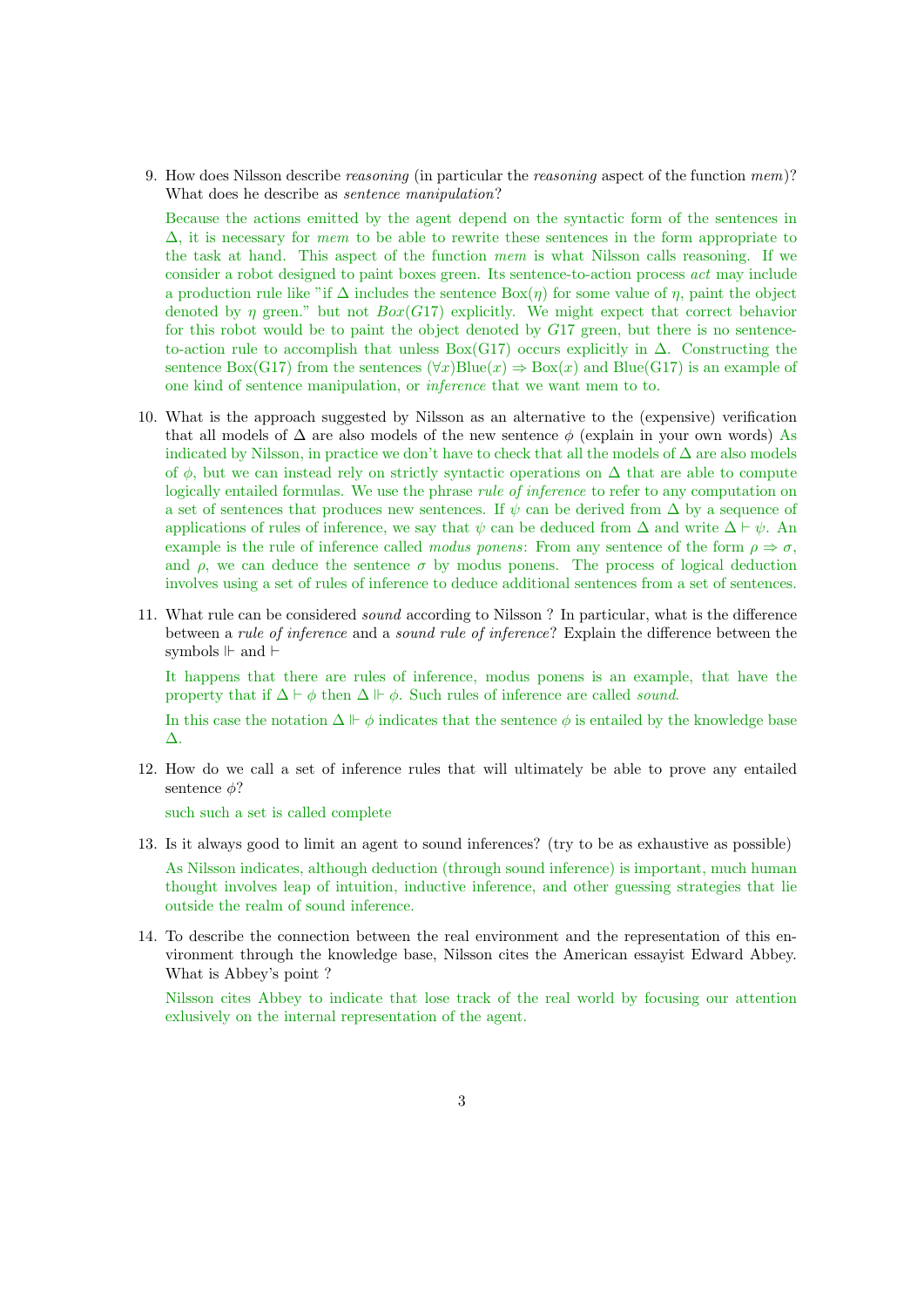9. How does Nilsson describe *reasoning* (in particular the *reasoning* aspect of the function *mem*)? What does he describe as *sentence manipulation*?

   Because the actions emitted by the agent depend on the syntactic form of the sentences in $\Delta$, it is necessary for *mem* to be able to rewrite these sentences in the form appropriate to the task at hand. This aspect of the function *mem* is what Nilsson calls reasoning. If we consider a robot designed to paint boxes green. Its sentence-to-action process *act* may include a production rule like "if $\Delta$ includes the sentence Box($\eta$) for some value of $\eta$, paint the object denoted by $\eta$ green." but not $Box(G17)$ explicitly. We might expect that correct behavior for this robot would be to paint the object denoted by $G17$ green, but there is no sentence-to-action rule to accomplish that unless Box(G17) occurs explicitly in $\Delta$. Constructing the sentence Box(G17) from the sentences $(\forall x)$Blue$(x) \Rightarrow$ Box$(x)$ and Blue(G17) is an example of one kind of sentence manipulation, or *inference* that we want mem to to.

10. What is the approach suggested by Nilsson as an alternative to the (expensive) verification that all models of $\Delta$ are also models of the new sentence $\phi$ (explain in your own words) As indicated by Nilsson, in practice we don't have to check that all the models of $\Delta$ are also models of $\phi$, but we can instead rely on strictly syntactic operations on $\Delta$ that are able to compute logically entailed formulas. We use the phrase *rule of inference* to refer to any computation on a set of sentences that produces new sentences. If $\psi$ can be derived from $\Delta$ by a sequence of applications of rules of inference, we say that $\psi$ can be deduced from $\Delta$ and write $\Delta \vdash \psi$. An example is the rule of inference called *modus ponens*: From any sentence of the form $\rho \Rightarrow \sigma$, and $\rho$, we can deduce the sentence $\sigma$ by modus ponens. The process of logical deduction involves using a set of rules of inference to deduce additional sentences from a set of sentences.

11. What rule can be considered *sound* according to Nilsson ? In particular, what is the difference between a *rule of inference* and a *sound rule of inference*? Explain the difference between the symbols $\Vdash$ and $\vdash$

    It happens that there are rules of inference, modus ponens is an example, that have the property that if $\Delta \vdash \phi$ then $\Delta \Vdash \phi$. Such rules of inference are called *sound*.

    In this case the notation $\Delta \Vdash \phi$ indicates that the sentence $\phi$ is entailed by the knowledge base $\Delta$.

12. How do we call a set of inference rules that will ultimately be able to prove any entailed sentence $\phi$?

    such such a set is called complete

13. Is it always good to limit an agent to sound inferences? (try to be as exhaustive as possible)

    As Nilsson indicates, although deduction (through sound inference) is important, much human thought involves leap of intuition, inductive inference, and other guessing strategies that lie outside the realm of sound inference.

14. To describe the connection between the real environment and the representation of this environment through the knowledge base, Nilsson cites the American essayist Edward Abbey. What is Abbey's point ?

    Nilsson cites Abbey to indicate that lose track of the real world by focusing our attention exlusively on the internal representation of the agent.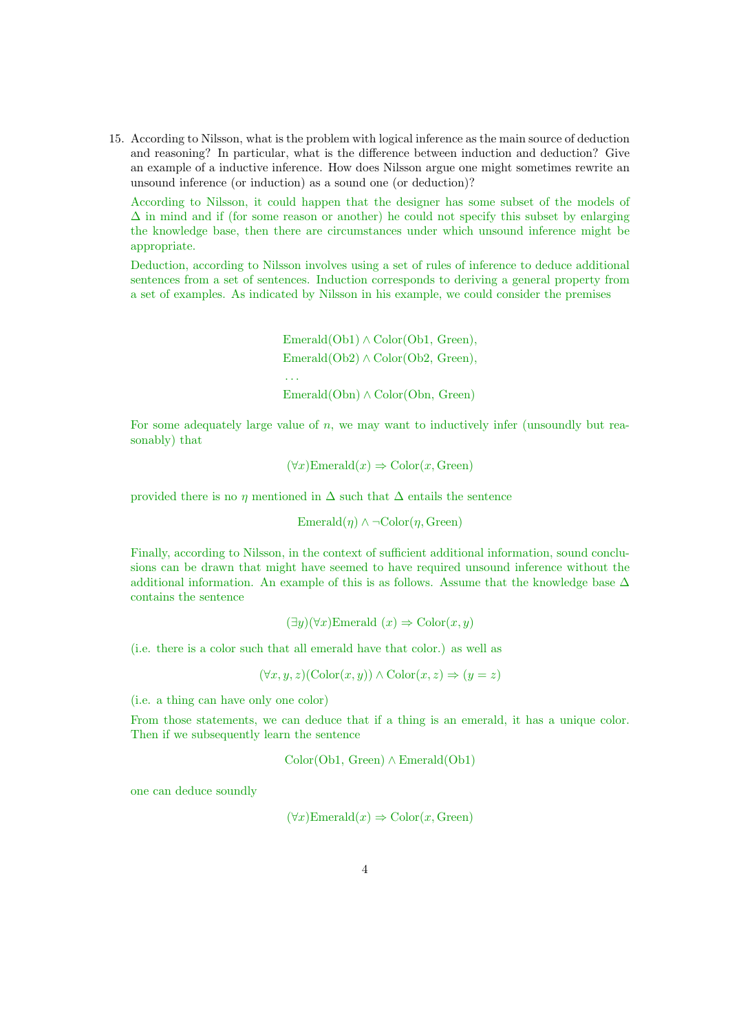15. According to Nilsson, what is the problem with logical inference as the main source of deduction and reasoning? In particular, what is the difference between induction and deduction? Give an example of a inductive inference. How does Nilsson argue one might sometimes rewrite an unsound inference (or induction) as a sound one (or deduction)?

    According to Nilsson, it could happen that the designer has some subset of the models of $\Delta$ in mind and if (for some reason or another) he could not specify this subset by enlarging the knowledge base, then there are circumstances under which unsound inference might be appropriate.

    Deduction, according to Nilsson involves using a set of rules of inference to deduce additional sentences from a set of sentences. Induction corresponds to deriving a general property from a set of examples. As indicated by Nilsson in his example, we could consider the premises

    $$\begin{aligned} &\text{Emerald(Ob1)} \wedge \text{Color(Ob1, Green)}, \\ &\text{Emerald(Ob2)} \wedge \text{Color(Ob2, Green)}, \\ &\ldots \\ &\text{Emerald(Obn)} \wedge \text{Color(Obn, Green)} \end{aligned}$$

    For some adequately large value of $n$, we may want to inductively infer (unsoundly but reasonably) that

    $$(\forall x)\text{Emerald}(x) \Rightarrow \text{Color}(x, \text{Green})$$

    provided there is no $\eta$ mentioned in $\Delta$ such that $\Delta$ entails the sentence

    $$\text{Emerald}(\eta) \wedge \neg\text{Color}(\eta, \text{Green})$$

    Finally, according to Nilsson, in the context of sufficient additional information, sound conclusions can be drawn that might have seemed to have required unsound inference without the additional information. An example of this is as follows. Assume that the knowledge base $\Delta$ contains the sentence

    $$(\exists y)(\forall x)\text{Emerald }(x) \Rightarrow \text{Color}(x, y)$$

    (i.e. there is a color such that all emerald have that color.) as well as

    $$(\forall x, y, z)(\text{Color}(x, y)) \wedge \text{Color}(x, z) \Rightarrow (y = z)$$

    (i.e. a thing can have only one color)

    From those statements, we can deduce that if a thing is an emerald, it has a unique color. Then if we subsequently learn the sentence

    $$\text{Color(Ob1, Green)} \wedge \text{Emerald(Ob1)}$$

    one can deduce soundly

    $$(\forall x)\text{Emerald}(x) \Rightarrow \text{Color}(x, \text{Green})$$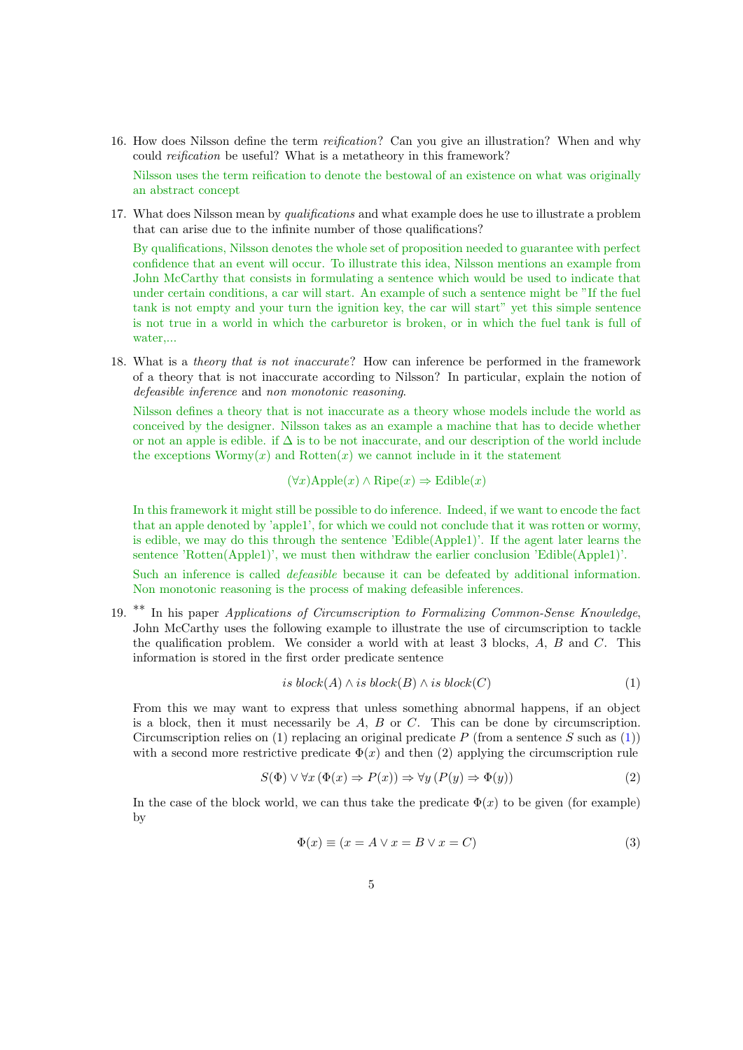16. How does Nilsson define the term *reification*? Can you give an illustration? When and why could *reification* be useful? What is a metatheory in this framework?

    Nilsson uses the term reification to denote the bestowal of an existence on what was originally an abstract concept

17. What does Nilsson mean by *qualifications* and what example does he use to illustrate a problem that can arise due to the infinite number of those qualifications?

    By qualifications, Nilsson denotes the whole set of proposition needed to guarantee with perfect confidence that an event will occur. To illustrate this idea, Nilsson mentions an example from John McCarthy that consists in formulating a sentence which would be used to indicate that under certain conditions, a car will start. An example of such a sentence might be "If the fuel tank is not empty and your turn the ignition key, the car will start" yet this simple sentence is not true in a world in which the carburetor is broken, or in which the fuel tank is full of water,...

18. What is a *theory that is not inaccurate*? How can inference be performed in the framework of a theory that is not inaccurate according to Nilsson? In particular, explain the notion of *defeasible inference* and *non monotonic reasoning*.

    Nilsson defines a theory that is not inaccurate as a theory whose models include the world as conceived by the designer. Nilsson takes as an example a machine that has to decide whether or not an apple is edible. if $\Delta$ is to be not inaccurate, and our description of the world include the exceptions $\text{Wormy}(x)$ and $\text{Rotten}(x)$ we cannot include in it the statement

    $$(\forall x)\text{Apple}(x) \wedge \text{Ripe}(x) \Rightarrow \text{Edible}(x)$$

    In this framework it might still be possible to do inference. Indeed, if we want to encode the fact that an apple denoted by 'apple1', for which we could not conclude that it was rotten or wormy, is edible, we may do this through the sentence 'Edible(Apple1)'. If the agent later learns the sentence 'Rotten(Apple1)', we must then withdraw the earlier conclusion 'Edible(Apple1)'.

    Such an inference is called *defeasible* because it can be defeated by additional information. Non monotonic reasoning is the process of making defeasible inferences.

19. ** In his paper *Applications of Circumscription to Formalizing Common-Sense Knowledge*, John McCarthy uses the following example to illustrate the use of circumscription to tackle the qualification problem. We consider a world with at least 3 blocks, $A$, $B$ and $C$. This information is stored in the first order predicate sentence

    $$\mathit{is\ block}(A) \wedge \mathit{is\ block}(B) \wedge \mathit{is\ block}(C) \tag{1}$$

    From this we may want to express that unless something abnormal happens, if an object is a block, then it must necessarily be $A$, $B$ or $C$. This can be done by circumscription. Circumscription relies on (1) replacing an original predicate $P$ (from a sentence $S$ such as (1)) with a second more restrictive predicate $\Phi(x)$ and then (2) applying the circumscription rule

    $$S(\Phi) \vee \forall x\,(\Phi(x) \Rightarrow P(x)) \Rightarrow \forall y\,(P(y) \Rightarrow \Phi(y)) \tag{2}$$

    In the case of the block world, we can thus take the predicate $\Phi(x)$ to be given (for example) by

    $$\Phi(x) \equiv (x = A \vee x = B \vee x = C) \tag{3}$$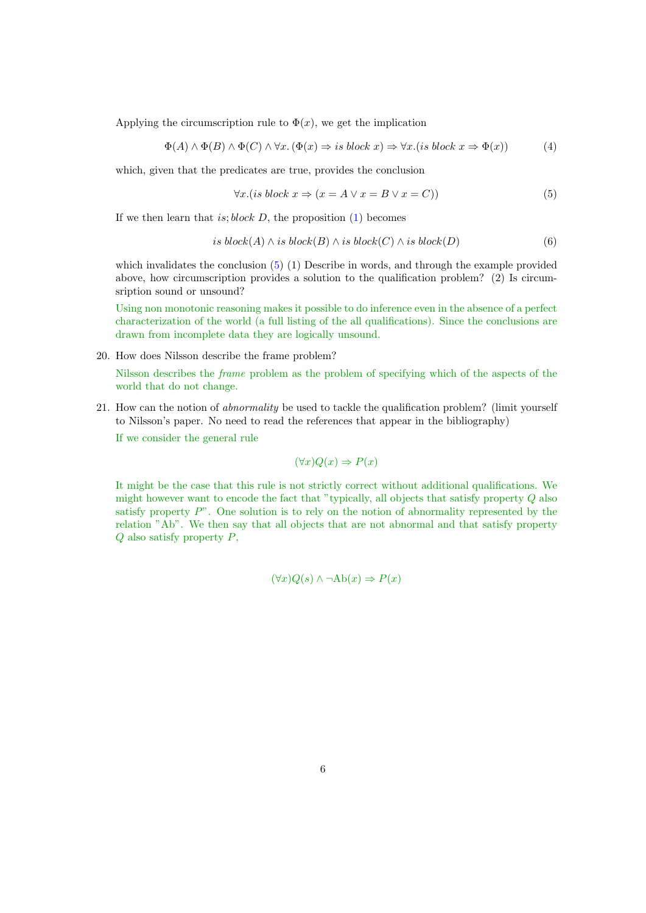Applying the circumscription rule to $\Phi(x)$, we get the implication

$$\Phi(A) \wedge \Phi(B) \wedge \Phi(C) \wedge \forall x. (\Phi(x) \Rightarrow is\ block\ x) \Rightarrow \forall x. (is\ block\ x \Rightarrow \Phi(x)) \tag{4}$$

which, given that the predicates are true, provides the conclusion

$$\forall x. (is\ block\ x \Rightarrow (x = A \vee x = B \vee x = C)) \tag{5}$$

If we then learn that $is; block\ D$, the proposition (1) becomes

$$is\ block(A) \wedge is\ block(B) \wedge is\ block(C) \wedge is\ block(D) \tag{6}$$

which invalidates the conclusion (5) (1) Describe in words, and through the example provided above, how circumscription provides a solution to the qualification problem? (2) Is circumsription sound or unsound?

Using non monotonic reasoning makes it possible to do inference even in the absence of a perfect characterization of the world (a full listing of the all qualifications). Since the conclusions are drawn from incomplete data they are logically unsound.

20. How does Nilsson describe the frame problem?

    Nilsson describes the *frame* problem as the problem of specifying which of the aspects of the world that do not change.

21. How can the notion of *abnormality* be used to tackle the qualification problem? (limit yourself to Nilsson's paper. No need to read the references that appear in the bibliography)

    If we consider the general rule

    $$(\forall x) Q(x) \Rightarrow P(x)$$

    It might be the case that this rule is not strictly correct without additional qualifications. We might however want to encode the fact that "typically, all objects that satisfy property $Q$ also satisfy property $P$". One solution is to rely on the notion of abnormality represented by the relation "Ab". We then say that all objects that are not abnormal and that satisfy property $Q$ also satisfy property $P$,

    $$(\forall x) Q(s) \wedge \neg \text{Ab}(x) \Rightarrow P(x)$$